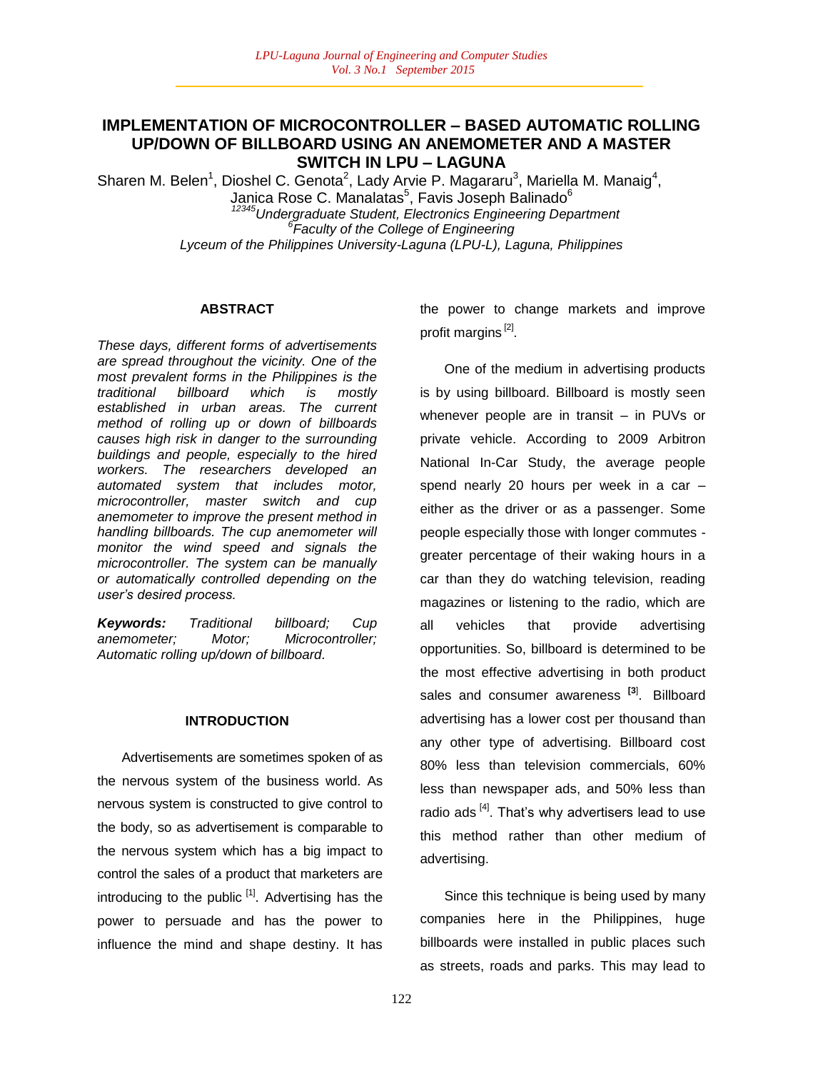# IMPLEMENTATION OF MICROCONTROLLER – BASED AUTOMATIC ROLLING UP/DOWN OF BILLBOARD USING AN ANEMOMETER AND A MASTER SWITCH IN LPU – LAGUNA

Sharen M. Belen[1], Dioshel C. Genota[2], Lady Arvie P. Magararu[3], Mariella M. Manaig[4], Janica Rose C. Manalatas[5], Favis Joseph Balinado[6]

*[12345]Undergraduate Student, Electronics Engineering Department*
*[6]Faculty of the College of Engineering*
*Lyceum of the Philippines University-Laguna (LPU-L), Laguna, Philippines*

## ABSTRACT

*These days, different forms of advertisements are spread throughout the vicinity. One of the most prevalent forms in the Philippines is the traditional billboard which is mostly established in urban areas. The current method of rolling up or down of billboards causes high risk in danger to the surrounding buildings and people, especially to the hired workers. The researchers developed an automated system that includes motor, microcontroller, master switch and cup anemometer to improve the present method in handling billboards. The cup anemometer will monitor the wind speed and signals the microcontroller. The system can be manually or automatically controlled depending on the user's desired process.*

***Keywords:** Traditional billboard; Cup anemometer; Motor; Microcontroller; Automatic rolling up/down of billboard.*

## INTRODUCTION

Advertisements are sometimes spoken of as the nervous system of the business world. As nervous system is constructed to give control to the body, so as advertisement is comparable to the nervous system which has a big impact to control the sales of a product that marketers are introducing to the public [1]. Advertising has the power to persuade and has the power to influence the mind and shape destiny. It has the power to change markets and improve profit margins [2].

One of the medium in advertising products is by using billboard. Billboard is mostly seen whenever people are in transit – in PUVs or private vehicle. According to 2009 Arbitron National In-Car Study, the average people spend nearly 20 hours per week in a car – either as the driver or as a passenger. Some people especially those with longer commutes - greater percentage of their waking hours in a car than they do watching television, reading magazines or listening to the radio, which are all vehicles that provide advertising opportunities. So, billboard is determined to be the most effective advertising in both product sales and consumer awareness [3]. Billboard advertising has a lower cost per thousand than any other type of advertising. Billboard cost 80% less than television commercials, 60% less than newspaper ads, and 50% less than radio ads [4]. That's why advertisers lead to use this method rather than other medium of advertising.

Since this technique is being used by many companies here in the Philippines, huge billboards were installed in public places such as streets, roads and parks. This may lead to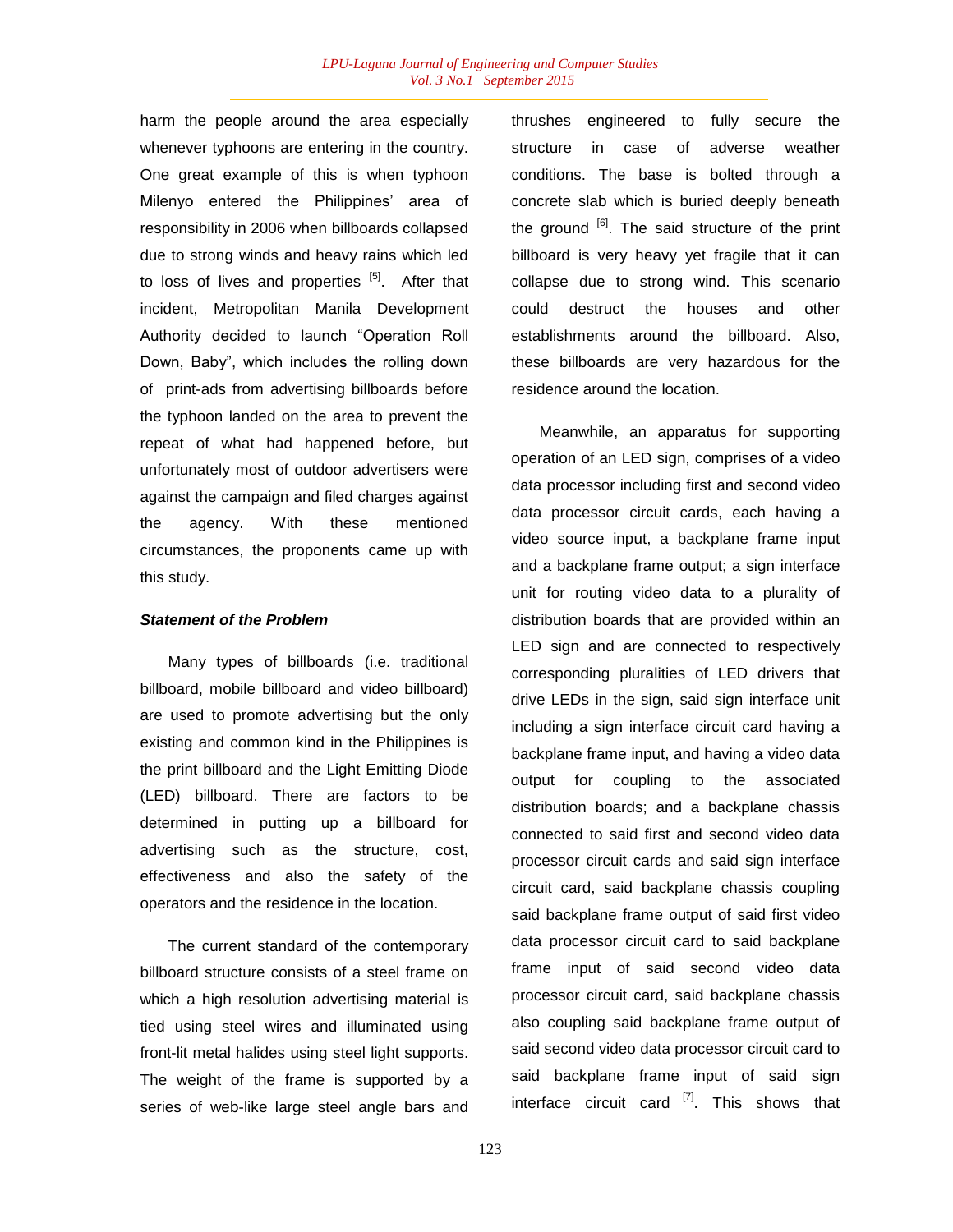harm the people around the area especially whenever typhoons are entering in the country. One great example of this is when typhoon Milenyo entered the Philippines' area of responsibility in 2006 when billboards collapsed due to strong winds and heavy rains which led to loss of lives and properties [5]. After that incident, Metropolitan Manila Development Authority decided to launch "Operation Roll Down, Baby", which includes the rolling down of print-ads from advertising billboards before the typhoon landed on the area to prevent the repeat of what had happened before, but unfortunately most of outdoor advertisers were against the campaign and filed charges against the agency. With these mentioned circumstances, the proponents came up with this study.

***Statement of the Problem***

Many types of billboards (i.e. traditional billboard, mobile billboard and video billboard) are used to promote advertising but the only existing and common kind in the Philippines is the print billboard and the Light Emitting Diode (LED) billboard. There are factors to be determined in putting up a billboard for advertising such as the structure, cost, effectiveness and also the safety of the operators and the residence in the location.

The current standard of the contemporary billboard structure consists of a steel frame on which a high resolution advertising material is tied using steel wires and illuminated using front-lit metal halides using steel light supports. The weight of the frame is supported by a series of web-like large steel angle bars and thrushes engineered to fully secure the structure in case of adverse weather conditions. The base is bolted through a concrete slab which is buried deeply beneath the ground [6]. The said structure of the print billboard is very heavy yet fragile that it can collapse due to strong wind. This scenario could destruct the houses and other establishments around the billboard. Also, these billboards are very hazardous for the residence around the location.

Meanwhile, an apparatus for supporting operation of an LED sign, comprises of a video data processor including first and second video data processor circuit cards, each having a video source input, a backplane frame input and a backplane frame output; a sign interface unit for routing video data to a plurality of distribution boards that are provided within an LED sign and are connected to respectively corresponding pluralities of LED drivers that drive LEDs in the sign, said sign interface unit including a sign interface circuit card having a backplane frame input, and having a video data output for coupling to the associated distribution boards; and a backplane chassis connected to said first and second video data processor circuit cards and said sign interface circuit card, said backplane chassis coupling said backplane frame output of said first video data processor circuit card to said backplane frame input of said second video data processor circuit card, said backplane chassis also coupling said backplane frame output of said second video data processor circuit card to said backplane frame input of said sign interface circuit card [7]. This shows that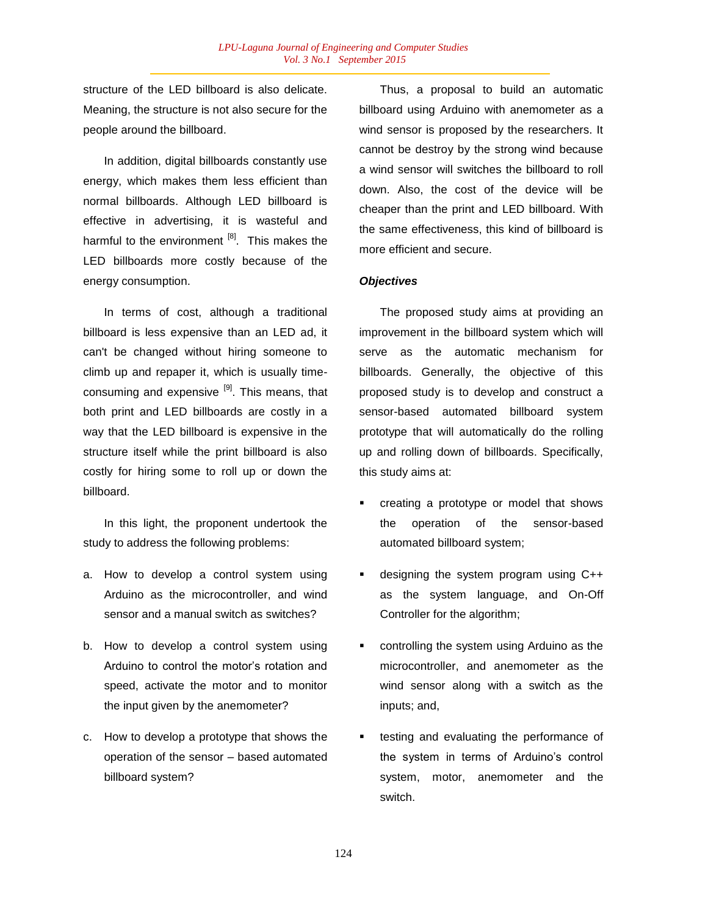structure of the LED billboard is also delicate. Meaning, the structure is not also secure for the people around the billboard.

In addition, digital billboards constantly use energy, which makes them less efficient than normal billboards. Although LED billboard is effective in advertising, it is wasteful and harmful to the environment [8]. This makes the LED billboards more costly because of the energy consumption.

In terms of cost, although a traditional billboard is less expensive than an LED ad, it can't be changed without hiring someone to climb up and repaper it, which is usually time-consuming and expensive [9]. This means, that both print and LED billboards are costly in a way that the LED billboard is expensive in the structure itself while the print billboard is also costly for hiring some to roll up or down the billboard.

In this light, the proponent undertook the study to address the following problems:

a. How to develop a control system using Arduino as the microcontroller, and wind sensor and a manual switch as switches?

b. How to develop a control system using Arduino to control the motor's rotation and speed, activate the motor and to monitor the input given by the anemometer?

c. How to develop a prototype that shows the operation of the sensor – based automated billboard system?

Thus, a proposal to build an automatic billboard using Arduino with anemometer as a wind sensor is proposed by the researchers. It cannot be destroy by the strong wind because a wind sensor will switches the billboard to roll down. Also, the cost of the device will be cheaper than the print and LED billboard. With the same effectiveness, this kind of billboard is more efficient and secure.

***Objectives***

The proposed study aims at providing an improvement in the billboard system which will serve as the automatic mechanism for billboards. Generally, the objective of this proposed study is to develop and construct a sensor-based automated billboard system prototype that will automatically do the rolling up and rolling down of billboards. Specifically, this study aims at:

- creating a prototype or model that shows the operation of the sensor-based automated billboard system;
- designing the system program using C++ as the system language, and On-Off Controller for the algorithm;
- controlling the system using Arduino as the microcontroller, and anemometer as the wind sensor along with a switch as the inputs; and,
- testing and evaluating the performance of the system in terms of Arduino's control system, motor, anemometer and the switch.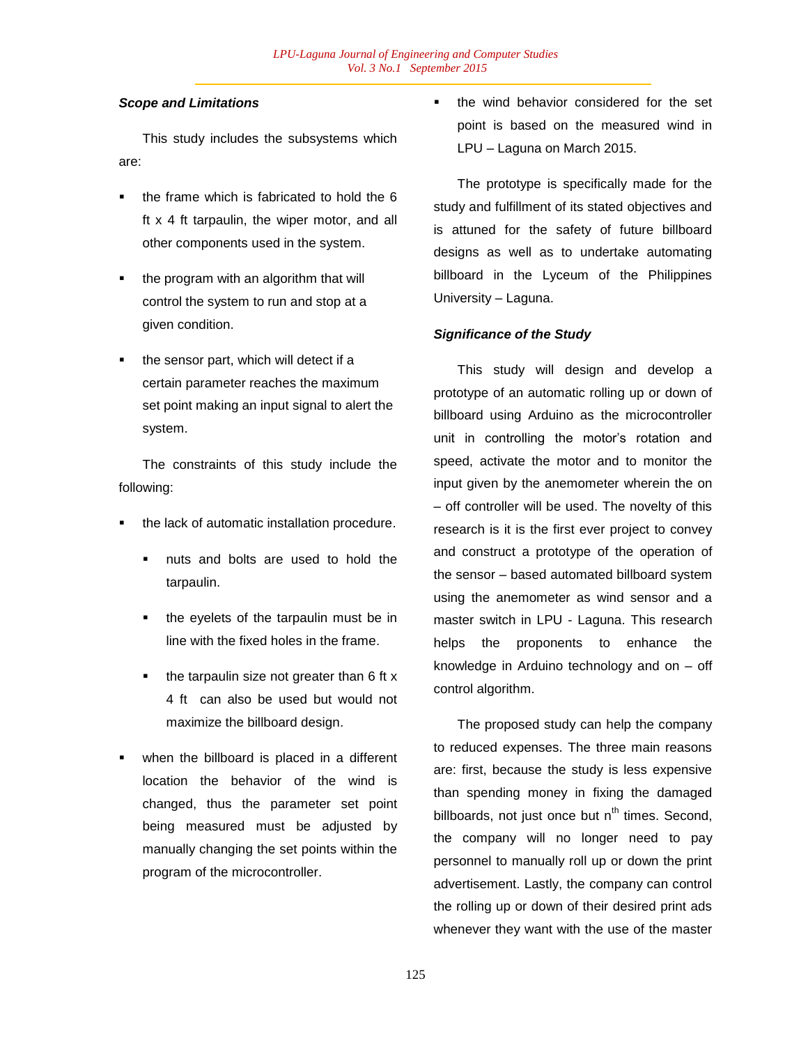### Scope and Limitations

This study includes the subsystems which are:

- the frame which is fabricated to hold the 6 ft x 4 ft tarpaulin, the wiper motor, and all other components used in the system.
- the program with an algorithm that will control the system to run and stop at a given condition.
- the sensor part, which will detect if a certain parameter reaches the maximum set point making an input signal to alert the system.

The constraints of this study include the following:

- the lack of automatic installation procedure.
    - nuts and bolts are used to hold the tarpaulin.
    - the eyelets of the tarpaulin must be in line with the fixed holes in the frame.
    - the tarpaulin size not greater than 6 ft x 4 ft can also be used but would not maximize the billboard design.
- when the billboard is placed in a different location the behavior of the wind is changed, thus the parameter set point being measured must be adjusted by manually changing the set points within the program of the microcontroller.
- the wind behavior considered for the set point is based on the measured wind in LPU – Laguna on March 2015.

The prototype is specifically made for the study and fulfillment of its stated objectives and is attuned for the safety of future billboard designs as well as to undertake automating billboard in the Lyceum of the Philippines University – Laguna.

### Significance of the Study

This study will design and develop a prototype of an automatic rolling up or down of billboard using Arduino as the microcontroller unit in controlling the motor's rotation and speed, activate the motor and to monitor the input given by the anemometer wherein the on – off controller will be used. The novelty of this research is it is the first ever project to convey and construct a prototype of the operation of the sensor – based automated billboard system using the anemometer as wind sensor and a master switch in LPU - Laguna. This research helps the proponents to enhance the knowledge in Arduino technology and on – off control algorithm.

The proposed study can help the company to reduced expenses. The three main reasons are: first, because the study is less expensive than spending money in fixing the damaged billboards, not just once but $n^{th}$ times. Second, the company will no longer need to pay personnel to manually roll up or down the print advertisement. Lastly, the company can control the rolling up or down of their desired print ads whenever they want with the use of the master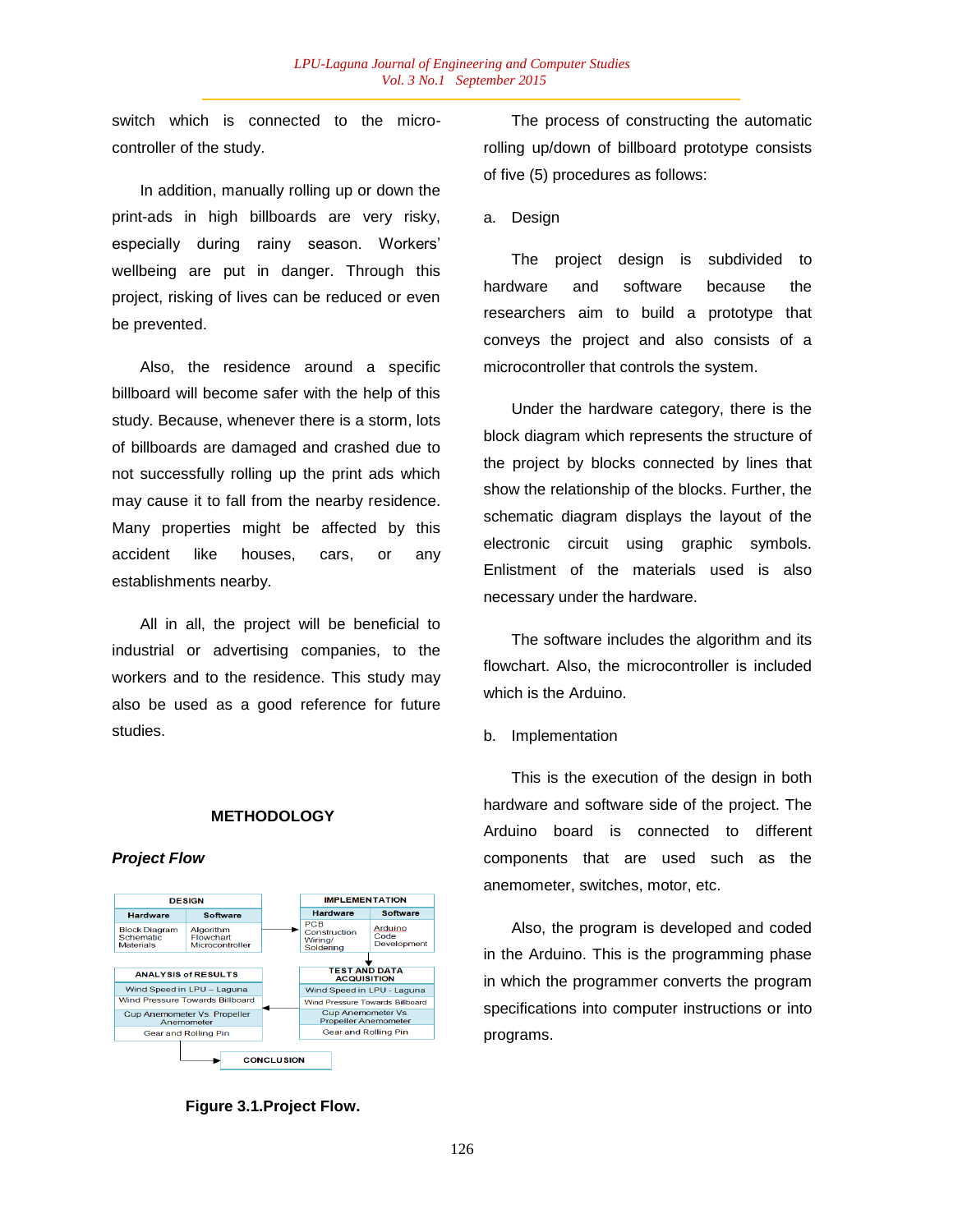switch which is connected to the micro-controller of the study.

In addition, manually rolling up or down the print-ads in high billboards are very risky, especially during rainy season. Workers' wellbeing are put in danger. Through this project, risking of lives can be reduced or even be prevented.

Also, the residence around a specific billboard will become safer with the help of this study. Because, whenever there is a storm, lots of billboards are damaged and crashed due to not successfully rolling up the print ads which may cause it to fall from the nearby residence. Many properties might be affected by this accident like houses, cars, or any establishments nearby.

All in all, the project will be beneficial to industrial or advertising companies, to the workers and to the residence. This study may also be used as a good reference for future studies.

## METHODOLOGY

### *Project Flow*

DESIGN — Hardware: Block Diagram, Schematic, Materials; Software: Algorithm, Flowchart, Microcontroller

IMPLEMENTATION — Hardware: PCB Construction, Wiring/Soldering; Software: Arduino Code Development

TEST AND DATA ACQUISITION — Wind Speed in LPU - Laguna; Wind Pressure Towards Billboard; Cup Anemometer Vs. Propeller Anemometer; Gear and Rolling Pin

ANALYSIS of RESULTS — Wind Speed in LPU – Laguna; Wind Pressure Towards Billboard; Cup Anemometer Vs. Propeller Anemometer; Gear and Rolling Pin

CONCLUSION

**Figure 3.1.Project Flow.**

The process of constructing the automatic rolling up/down of billboard prototype consists of five (5) procedures as follows:

a. Design

The project design is subdivided to hardware and software because the researchers aim to build a prototype that conveys the project and also consists of a microcontroller that controls the system.

Under the hardware category, there is the block diagram which represents the structure of the project by blocks connected by lines that show the relationship of the blocks. Further, the schematic diagram displays the layout of the electronic circuit using graphic symbols. Enlistment of the materials used is also necessary under the hardware.

The software includes the algorithm and its flowchart. Also, the microcontroller is included which is the Arduino.

b. Implementation

This is the execution of the design in both hardware and software side of the project. The Arduino board is connected to different components that are used such as the anemometer, switches, motor, etc.

Also, the program is developed and coded in the Arduino. This is the programming phase in which the programmer converts the program specifications into computer instructions or into programs.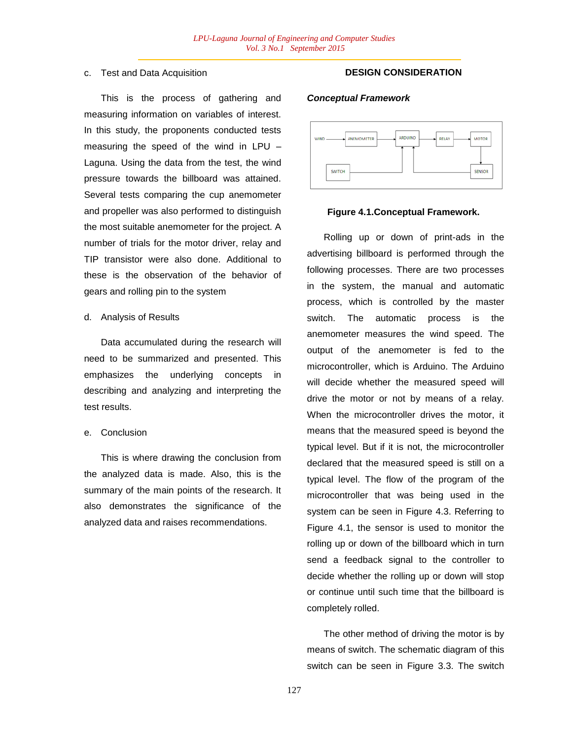c. Test and Data Acquisition

This is the process of gathering and measuring information on variables of interest. In this study, the proponents conducted tests measuring the speed of the wind in LPU – Laguna. Using the data from the test, the wind pressure towards the billboard was attained. Several tests comparing the cup anemometer and propeller was also performed to distinguish the most suitable anemometer for the project. A number of trials for the motor driver, relay and TIP transistor were also done. Additional to these is the observation of the behavior of gears and rolling pin to the system

d. Analysis of Results

Data accumulated during the research will need to be summarized and presented. This emphasizes the underlying concepts in describing and analyzing and interpreting the test results.

e. Conclusion

This is where drawing the conclusion from the analyzed data is made. Also, this is the summary of the main points of the research. It also demonstrates the significance of the analyzed data and raises recommendations.

## DESIGN CONSIDERATION

### *Conceptual Framework*

**Figure 4.1.Conceptual Framework.**

Rolling up or down of print-ads in the advertising billboard is performed through the following processes. There are two processes in the system, the manual and automatic process, which is controlled by the master switch. The automatic process is the anemometer measures the wind speed. The output of the anemometer is fed to the microcontroller, which is Arduino. The Arduino will decide whether the measured speed will drive the motor or not by means of a relay. When the microcontroller drives the motor, it means that the measured speed is beyond the typical level. But if it is not, the microcontroller declared that the measured speed is still on a typical level. The flow of the program of the microcontroller that was being used in the system can be seen in Figure 4.3. Referring to Figure 4.1, the sensor is used to monitor the rolling up or down of the billboard which in turn send a feedback signal to the controller to decide whether the rolling up or down will stop or continue until such time that the billboard is completely rolled.

The other method of driving the motor is by means of switch. The schematic diagram of this switch can be seen in Figure 3.3. The switch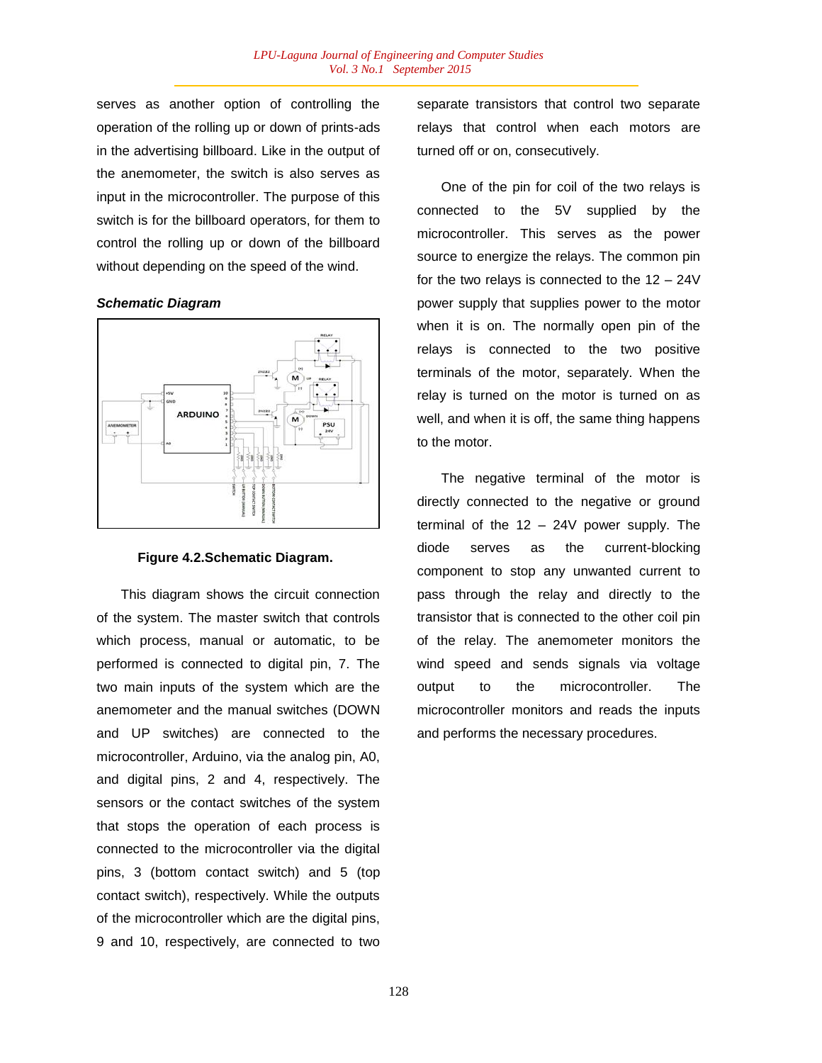serves as another option of controlling the operation of the rolling up or down of prints-ads in the advertising billboard. Like in the output of the anemometer, the switch is also serves as input in the microcontroller. The purpose of this switch is for the billboard operators, for them to control the rolling up or down of the billboard without depending on the speed of the wind.

***Schematic Diagram***

**Figure 4.2.Schematic Diagram.**

This diagram shows the circuit connection of the system. The master switch that controls which process, manual or automatic, to be performed is connected to digital pin, 7. The two main inputs of the system which are the anemometer and the manual switches (DOWN and UP switches) are connected to the microcontroller, Arduino, via the analog pin, A0, and digital pins, 2 and 4, respectively. The sensors or the contact switches of the system that stops the operation of each process is connected to the microcontroller via the digital pins, 3 (bottom contact switch) and 5 (top contact switch), respectively. While the outputs of the microcontroller which are the digital pins, 9 and 10, respectively, are connected to two separate transistors that control two separate relays that control when each motors are turned off or on, consecutively.

One of the pin for coil of the two relays is connected to the 5V supplied by the microcontroller. This serves as the power source to energize the relays. The common pin for the two relays is connected to the 12 – 24V power supply that supplies power to the motor when it is on. The normally open pin of the relays is connected to the two positive terminals of the motor, separately. When the relay is turned on the motor is turned on as well, and when it is off, the same thing happens to the motor.

The negative terminal of the motor is directly connected to the negative or ground terminal of the 12 – 24V power supply. The diode serves as the current-blocking component to stop any unwanted current to pass through the relay and directly to the transistor that is connected to the other coil pin of the relay. The anemometer monitors the wind speed and sends signals via voltage output to the microcontroller. The microcontroller monitors and reads the inputs and performs the necessary procedures.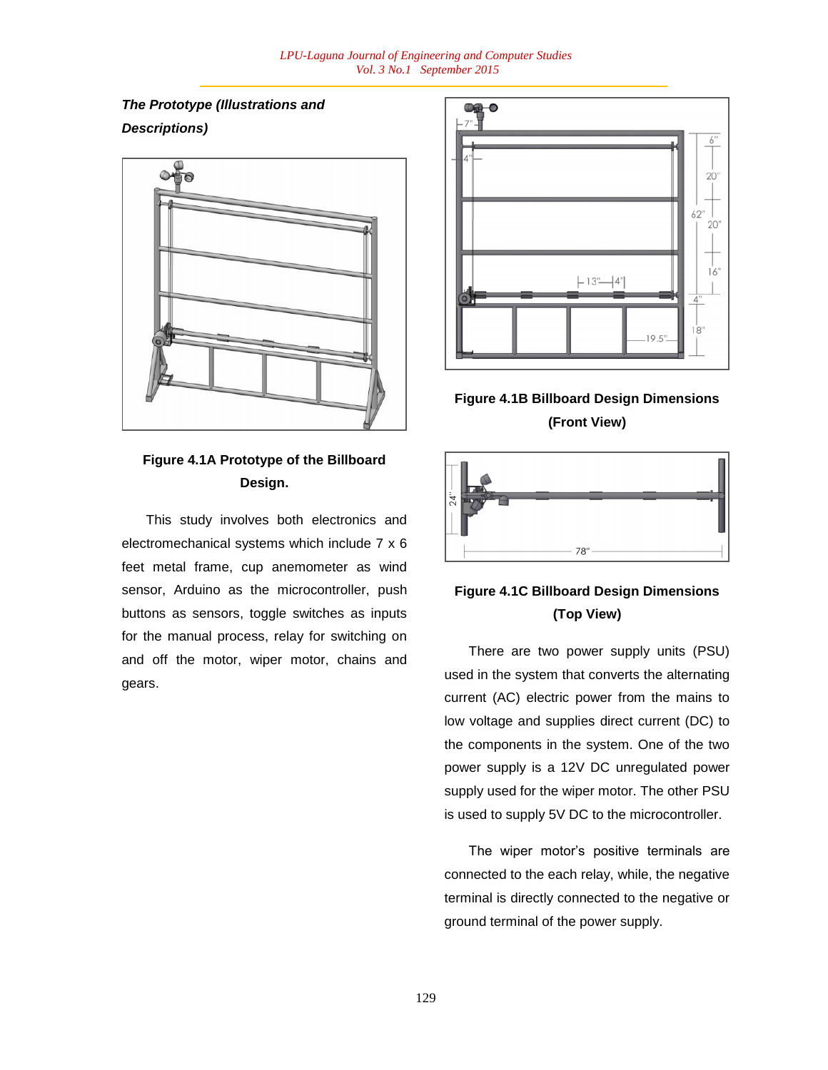***The Prototype (Illustrations and Descriptions)***

**Figure 4.1A Prototype of the Billboard Design.**

This study involves both electronics and electromechanical systems which include 7 x 6 feet metal frame, cup anemometer as wind sensor, Arduino as the microcontroller, push buttons as sensors, toggle switches as inputs for the manual process, relay for switching on and off the motor, wiper motor, chains and gears.

**Figure 4.1B Billboard Design Dimensions (Front View)**

**Figure 4.1C Billboard Design Dimensions (Top View)**

There are two power supply units (PSU) used in the system that converts the alternating current (AC) electric power from the mains to low voltage and supplies direct current (DC) to the components in the system. One of the two power supply is a 12V DC unregulated power supply used for the wiper motor. The other PSU is used to supply 5V DC to the microcontroller.

The wiper motor's positive terminals are connected to the each relay, while, the negative terminal is directly connected to the negative or ground terminal of the power supply.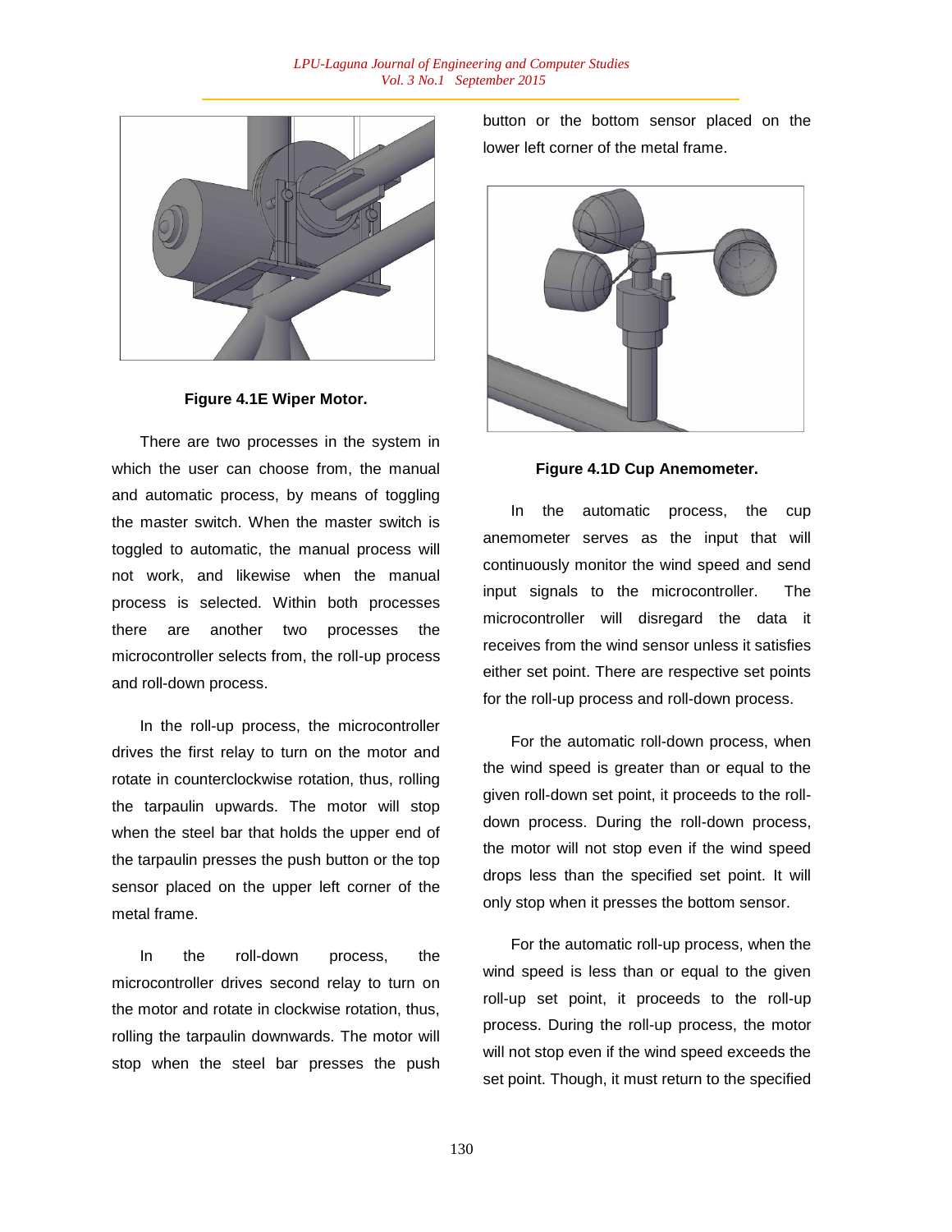**Figure 4.1E Wiper Motor.**

There are two processes in the system in which the user can choose from, the manual and automatic process, by means of toggling the master switch. When the master switch is toggled to automatic, the manual process will not work, and likewise when the manual process is selected. Within both processes there are another two processes the microcontroller selects from, the roll-up process and roll-down process.

In the roll-up process, the microcontroller drives the first relay to turn on the motor and rotate in counterclockwise rotation, thus, rolling the tarpaulin upwards. The motor will stop when the steel bar that holds the upper end of the tarpaulin presses the push button or the top sensor placed on the upper left corner of the metal frame.

In the roll-down process, the microcontroller drives second relay to turn on the motor and rotate in clockwise rotation, thus, rolling the tarpaulin downwards. The motor will stop when the steel bar presses the push button or the bottom sensor placed on the lower left corner of the metal frame.

**Figure 4.1D Cup Anemometer.**

In the automatic process, the cup anemometer serves as the input that will continuously monitor the wind speed and send input signals to the microcontroller. The microcontroller will disregard the data it receives from the wind sensor unless it satisfies either set point. There are respective set points for the roll-up process and roll-down process.

For the automatic roll-down process, when the wind speed is greater than or equal to the given roll-down set point, it proceeds to the roll-down process. During the roll-down process, the motor will not stop even if the wind speed drops less than the specified set point. It will only stop when it presses the bottom sensor.

For the automatic roll-up process, when the wind speed is less than or equal to the given roll-up set point, it proceeds to the roll-up process. During the roll-up process, the motor will not stop even if the wind speed exceeds the set point. Though, it must return to the specified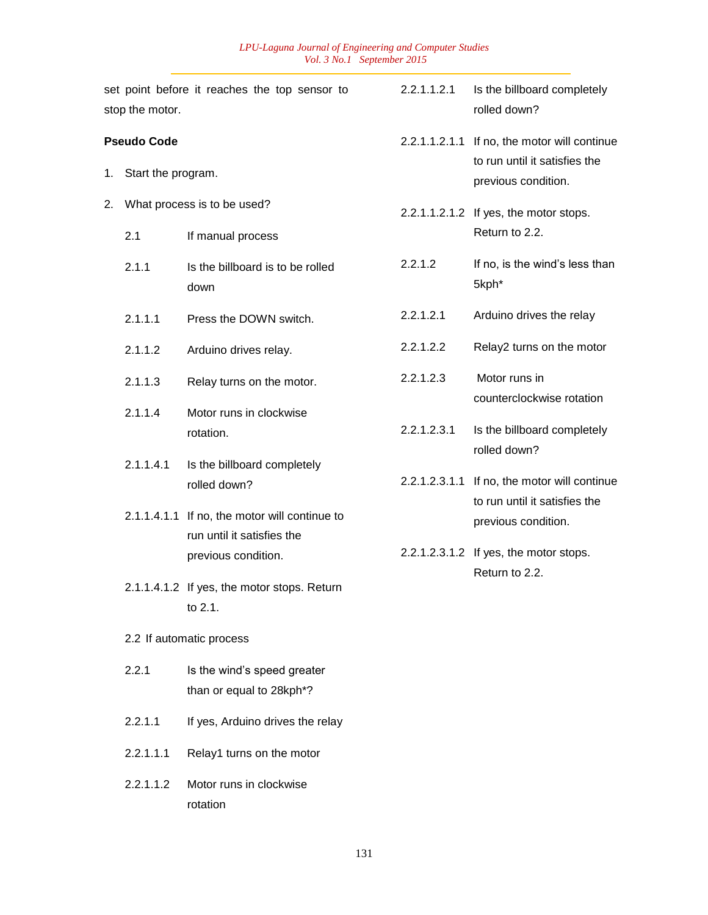set point before it reaches the top sensor to stop the motor.

**Pseudo Code**

1. Start the program.
2. What process is to be used?

2.1 If manual process

2.1.1 Is the billboard is to be rolled down

2.1.1.1 Press the DOWN switch.

2.1.1.2 Arduino drives relay.

2.1.1.3 Relay turns on the motor.

2.1.1.4 Motor runs in clockwise rotation.

2.1.1.4.1 Is the billboard completely rolled down?

2.1.1.4.1.1 If no, the motor will continue to run until it satisfies the previous condition.

2.1.1.4.1.2 If yes, the motor stops. Return to 2.1.

2.2 If automatic process

2.2.1 Is the wind's speed greater than or equal to 28kph*?

2.2.1.1 If yes, Arduino drives the relay

2.2.1.1.1 Relay1 turns on the motor

2.2.1.1.2 Motor runs in clockwise rotation

2.2.1.1.2.1 Is the billboard completely rolled down?

2.2.1.1.2.1.1 If no, the motor will continue to run until it satisfies the previous condition.

2.2.1.1.2.1.2 If yes, the motor stops. Return to 2.2.

2.2.1.2 If no, is the wind's less than 5kph*

2.2.1.2.1 Arduino drives the relay

2.2.1.2.2 Relay2 turns on the motor

2.2.1.2.3 Motor runs in counterclockwise rotation

2.2.1.2.3.1 Is the billboard completely rolled down?

2.2.1.2.3.1.1 If no, the motor will continue to run until it satisfies the previous condition.

2.2.1.2.3.1.2 If yes, the motor stops. Return to 2.2.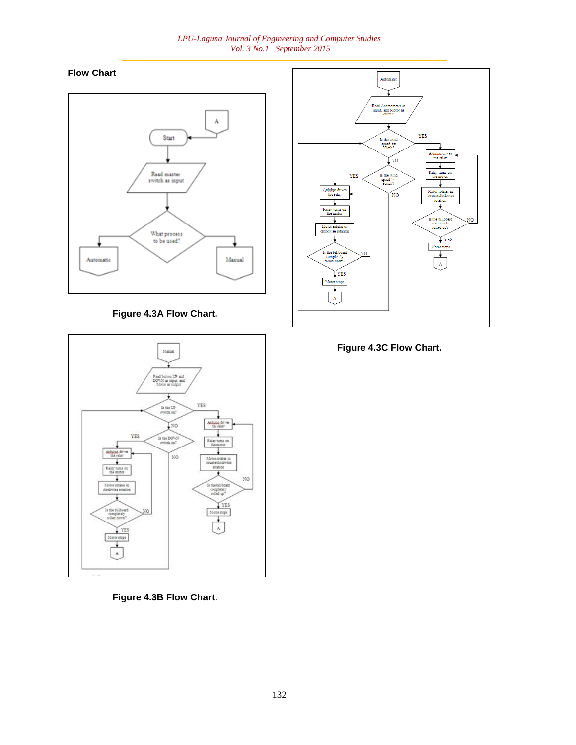## Flow Chart

Figure 4.3A Flow Chart.

Figure 4.3B Flow Chart.

Figure 4.3C Flow Chart.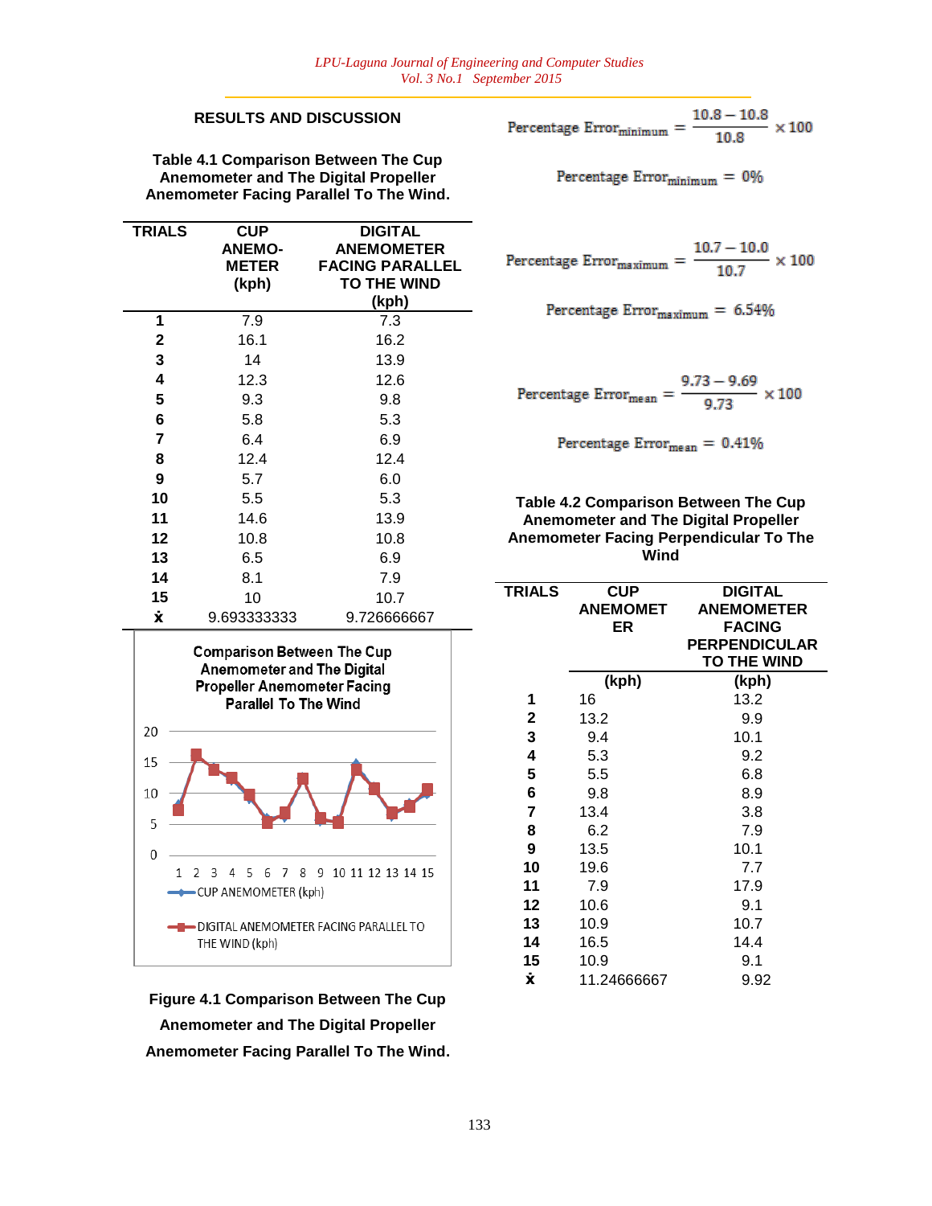## RESULTS AND DISCUSSION

**Table 4.1 Comparison Between The Cup Anemometer and The Digital Propeller Anemometer Facing Parallel To The Wind.**

| TRIALS | CUP ANEMO-METER (kph) | DIGITAL ANEMOMETER FACING PARALLEL TO THE WIND (kph) |
|---|---|---|
| 1 | 7.9 | 7.3 |
| 2 | 16.1 | 16.2 |
| 3 | 14 | 13.9 |
| 4 | 12.3 | 12.6 |
| 5 | 9.3 | 9.8 |
| 6 | 5.8 | 5.3 |
| 7 | 6.4 | 6.9 |
| 8 | 12.4 | 12.4 |
| 9 | 5.7 | 6.0 |
| 10 | 5.5 | 5.3 |
| 11 | 14.6 | 13.9 |
| 12 | 10.8 | 10.8 |
| 13 | 6.5 | 6.9 |
| 14 | 8.1 | 7.9 |
| 15 | 10 | 10.7 |
| ẋ | 9.693333333 | 9.726666667 |

Comparison Between The Cup Anemometer and The Digital Propeller Anemometer Facing Parallel To The Wind

**Figure 4.1 Comparison Between The Cup Anemometer and The Digital Propeller Anemometer Facing Parallel To The Wind.**

$$\text{Percentage Error}_{\text{minimum}} = \frac{10.8 - 10.8}{10.8} \times 100$$

$$\text{Percentage Error}_{\text{minimum}} = 0\%$$

$$\text{Percentage Error}_{\text{maximum}} = \frac{10.7 - 10.0}{10.7} \times 100$$

$$\text{Percentage Error}_{\text{maximum}} = 6.54\%$$

$$\text{Percentage Error}_{\text{mean}} = \frac{9.73 - 9.69}{9.73} \times 100$$

$$\text{Percentage Error}_{\text{mean}} = 0.41\%$$

**Table 4.2 Comparison Between The Cup Anemometer and The Digital Propeller Anemometer Facing Perpendicular To The Wind**

| TRIALS | CUP ANEMOMETER (kph) | DIGITAL ANEMOMETER FACING PERPENDICULAR TO THE WIND (kph) |
|---|---|---|
| 1 | 16 | 13.2 |
| 2 | 13.2 | 9.9 |
| 3 | 9.4 | 10.1 |
| 4 | 5.3 | 9.2 |
| 5 | 5.5 | 6.8 |
| 6 | 9.8 | 8.9 |
| 7 | 13.4 | 3.8 |
| 8 | 6.2 | 7.9 |
| 9 | 13.5 | 10.1 |
| 10 | 19.6 | 7.7 |
| 11 | 7.9 | 17.9 |
| 12 | 10.6 | 9.1 |
| 13 | 10.9 | 10.7 |
| 14 | 16.5 | 14.4 |
| 15 | 10.9 | 9.1 |
| ẋ | 11.24666667 | 9.92 |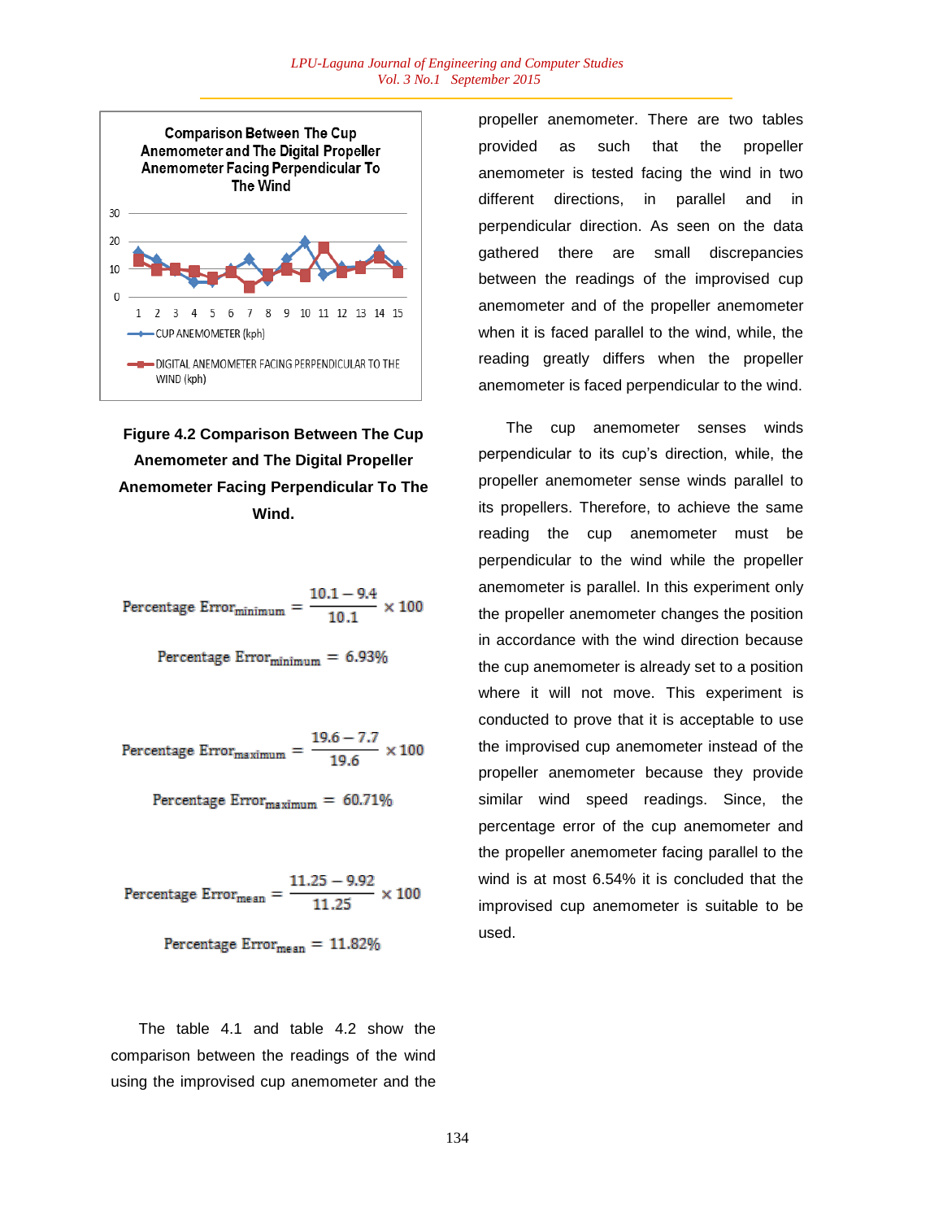**Figure 4.2 Comparison Between The Cup Anemometer and The Digital Propeller Anemometer Facing Perpendicular To The Wind.**

$$\text{Percentage Error}_{\text{minimum}} = \frac{10.1 - 9.4}{10.1} \times 100$$

$$\text{Percentage Error}_{\text{minimum}} = 6.93\%$$

$$\text{Percentage Error}_{\text{maximum}} = \frac{19.6 - 7.7}{19.6} \times 100$$

$$\text{Percentage Error}_{\text{maximum}} = 60.71\%$$

$$\text{Percentage Error}_{\text{mean}} = \frac{11.25 - 9.92}{11.25} \times 100$$

$$\text{Percentage Error}_{\text{mean}} = 11.82\%$$

The table 4.1 and table 4.2 show the comparison between the readings of the wind using the improvised cup anemometer and the propeller anemometer. There are two tables provided as such that the propeller anemometer is tested facing the wind in two different directions, in parallel and in perpendicular direction. As seen on the data gathered there are small discrepancies between the readings of the improvised cup anemometer and of the propeller anemometer when it is faced parallel to the wind, while, the reading greatly differs when the propeller anemometer is faced perpendicular to the wind.

The cup anemometer senses winds perpendicular to its cup's direction, while, the propeller anemometer sense winds parallel to its propellers. Therefore, to achieve the same reading the cup anemometer must be perpendicular to the wind while the propeller anemometer is parallel. In this experiment only the propeller anemometer changes the position in accordance with the wind direction because the cup anemometer is already set to a position where it will not move. This experiment is conducted to prove that it is acceptable to use the improvised cup anemometer instead of the propeller anemometer because they provide similar wind speed readings. Since, the percentage error of the cup anemometer and the propeller anemometer facing parallel to the wind is at most 6.54% it is concluded that the improvised cup anemometer is suitable to be used.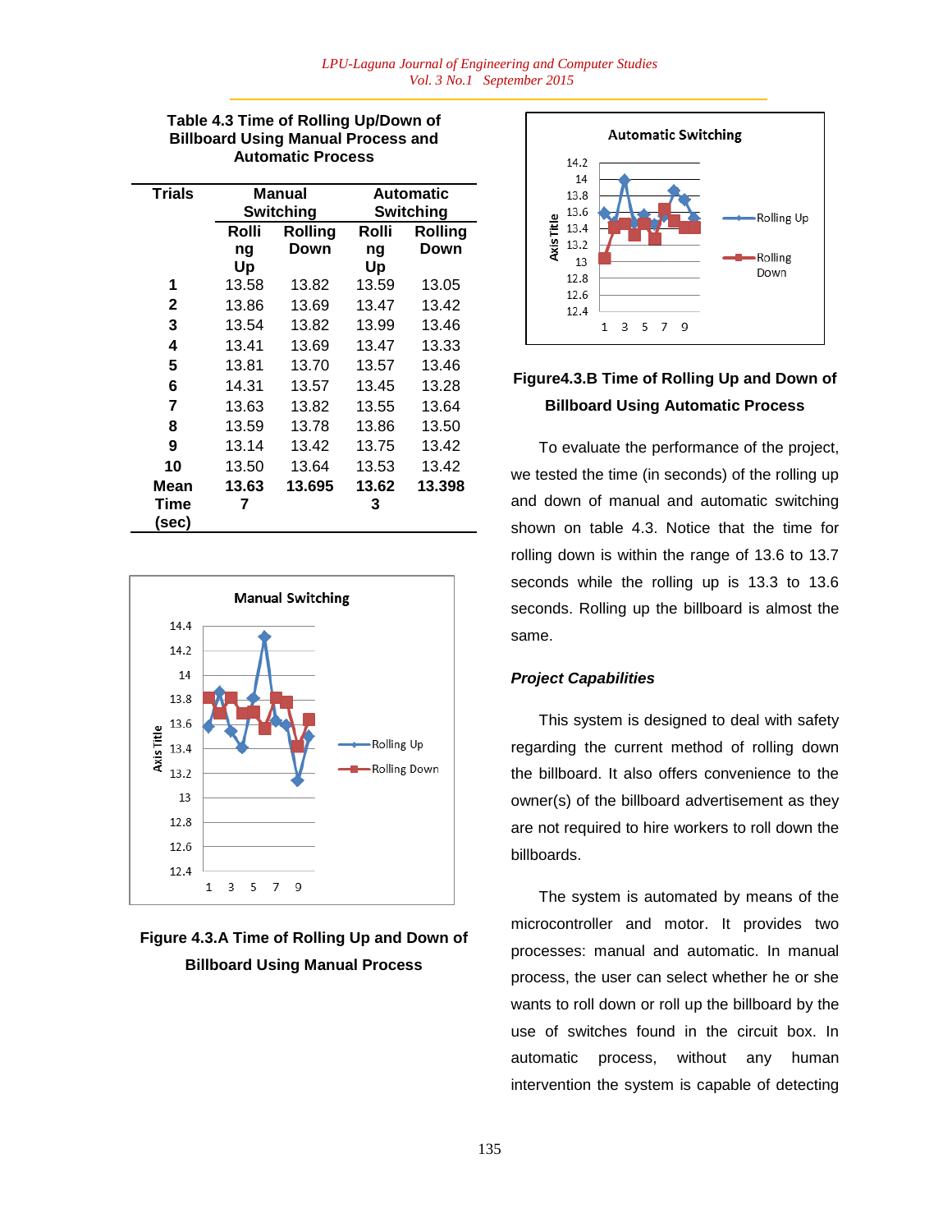**Table 4.3 Time of Rolling Up/Down of Billboard Using Manual Process and Automatic Process**

| Trials | Manual Switching | | Automatic Switching | |
|---|---|---|---|---|
| | Rolling Up | Rolling Down | Rolling Up | Rolling Down |
| **1** | 13.58 | 13.82 | 13.59 | 13.05 |
| **2** | 13.86 | 13.69 | 13.47 | 13.42 |
| **3** | 13.54 | 13.82 | 13.99 | 13.46 |
| **4** | 13.41 | 13.69 | 13.47 | 13.33 |
| **5** | 13.81 | 13.70 | 13.57 | 13.46 |
| **6** | 14.31 | 13.57 | 13.45 | 13.28 |
| **7** | 13.63 | 13.82 | 13.55 | 13.64 |
| **8** | 13.59 | 13.78 | 13.86 | 13.50 |
| **9** | 13.14 | 13.42 | 13.75 | 13.42 |
| **10** | 13.50 | 13.64 | 13.53 | 13.42 |
| **Mean Time (sec)** | **13.637** | **13.695** | **13.623** | **13.398** |

**Figure 4.3.A Time of Rolling Up and Down of Billboard Using Manual Process**

**Figure4.3.B Time of Rolling Up and Down of Billboard Using Automatic Process**

To evaluate the performance of the project, we tested the time (in seconds) of the rolling up and down of manual and automatic switching shown on table 4.3. Notice that the time for rolling down is within the range of 13.6 to 13.7 seconds while the rolling up is 13.3 to 13.6 seconds. Rolling up the billboard is almost the same.

***Project Capabilities***

This system is designed to deal with safety regarding the current method of rolling down the billboard. It also offers convenience to the owner(s) of the billboard advertisement as they are not required to hire workers to roll down the billboards.

The system is automated by means of the microcontroller and motor. It provides two processes: manual and automatic. In manual process, the user can select whether he or she wants to roll down or roll up the billboard by the use of switches found in the circuit box. In automatic process, without any human intervention the system is capable of detecting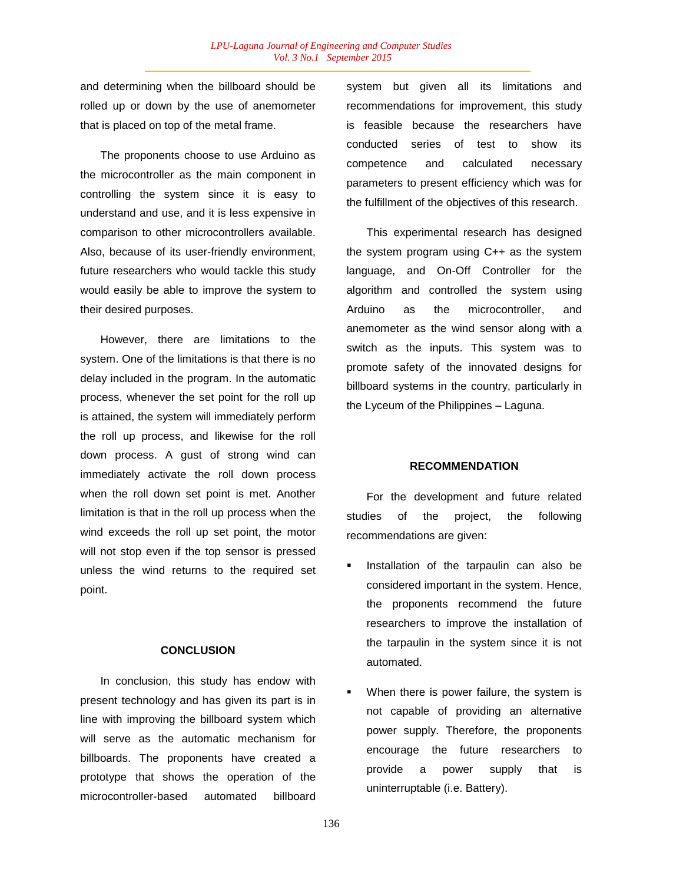and determining when the billboard should be rolled up or down by the use of anemometer that is placed on top of the metal frame.

The proponents choose to use Arduino as the microcontroller as the main component in controlling the system since it is easy to understand and use, and it is less expensive in comparison to other microcontrollers available. Also, because of its user-friendly environment, future researchers who would tackle this study would easily be able to improve the system to their desired purposes.

However, there are limitations to the system. One of the limitations is that there is no delay included in the program. In the automatic process, whenever the set point for the roll up is attained, the system will immediately perform the roll up process, and likewise for the roll down process. A gust of strong wind can immediately activate the roll down process when the roll down set point is met. Another limitation is that in the roll up process when the wind exceeds the roll up set point, the motor will not stop even if the top sensor is pressed unless the wind returns to the required set point.

## CONCLUSION

In conclusion, this study has endow with present technology and has given its part is in line with improving the billboard system which will serve as the automatic mechanism for billboards. The proponents have created a prototype that shows the operation of the microcontroller-based automated billboard system but given all its limitations and recommendations for improvement, this study is feasible because the researchers have conducted series of test to show its competence and calculated necessary parameters to present efficiency which was for the fulfillment of the objectives of this research.

This experimental research has designed the system program using C++ as the system language, and On-Off Controller for the algorithm and controlled the system using Arduino as the microcontroller, and anemometer as the wind sensor along with a switch as the inputs. This system was to promote safety of the innovated designs for billboard systems in the country, particularly in the Lyceum of the Philippines – Laguna.

## RECOMMENDATION

For the development and future related studies of the project, the following recommendations are given:

- Installation of the tarpaulin can also be considered important in the system. Hence, the proponents recommend the future researchers to improve the installation of the tarpaulin in the system since it is not automated.
- When there is power failure, the system is not capable of providing an alternative power supply. Therefore, the proponents encourage the future researchers to provide a power supply that is uninterruptable (i.e. Battery).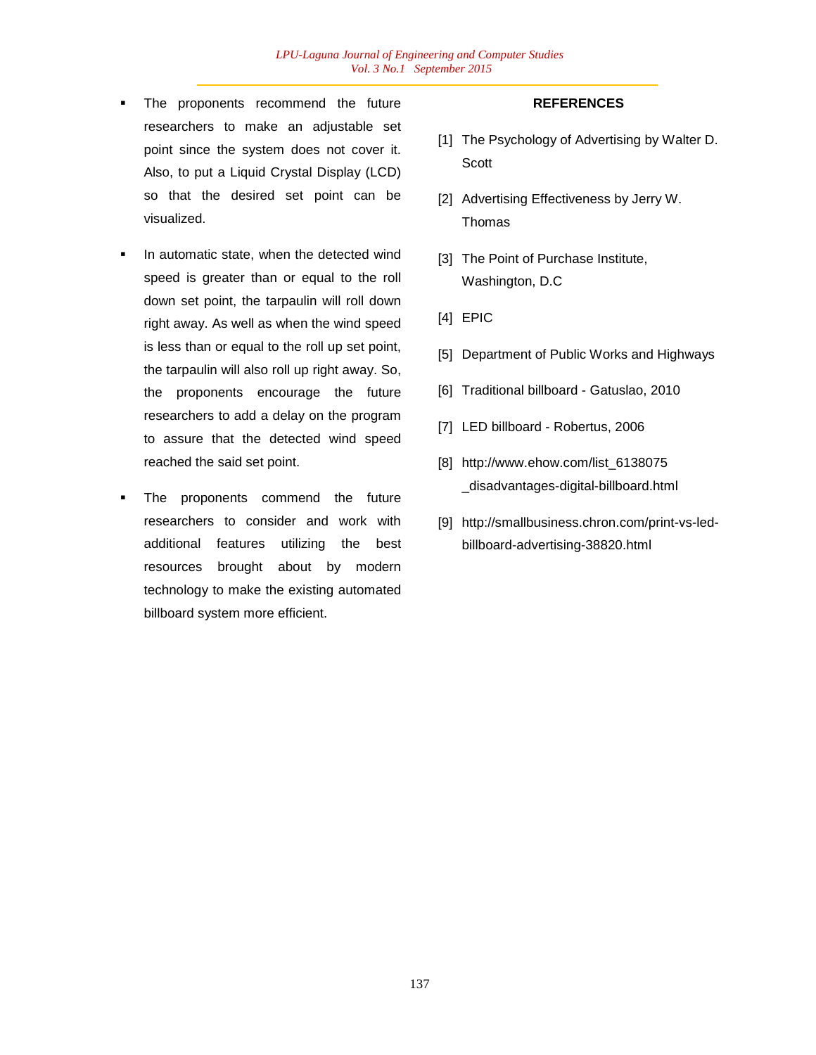- The proponents recommend the future researchers to make an adjustable set point since the system does not cover it. Also, to put a Liquid Crystal Display (LCD) so that the desired set point can be visualized.

- In automatic state, when the detected wind speed is greater than or equal to the roll down set point, the tarpaulin will roll down right away. As well as when the wind speed is less than or equal to the roll up set point, the tarpaulin will also roll up right away. So, the proponents encourage the future researchers to add a delay on the program to assure that the detected wind speed reached the said set point.

- The proponents commend the future researchers to consider and work with additional features utilizing the best resources brought about by modern technology to make the existing automated billboard system more efficient.

## REFERENCES

[1] The Psychology of Advertising by Walter D. Scott

[2] Advertising Effectiveness by Jerry W. Thomas

[3] The Point of Purchase Institute, Washington, D.C

[4] EPIC

[5] Department of Public Works and Highways

[6] Traditional billboard - Gatuslao, 2010

[7] LED billboard - Robertus, 2006

[8] http://www.ehow.com/list_6138075 _disadvantages-digital-billboard.html

[9] http://smallbusiness.chron.com/print-vs-led-billboard-advertising-38820.html